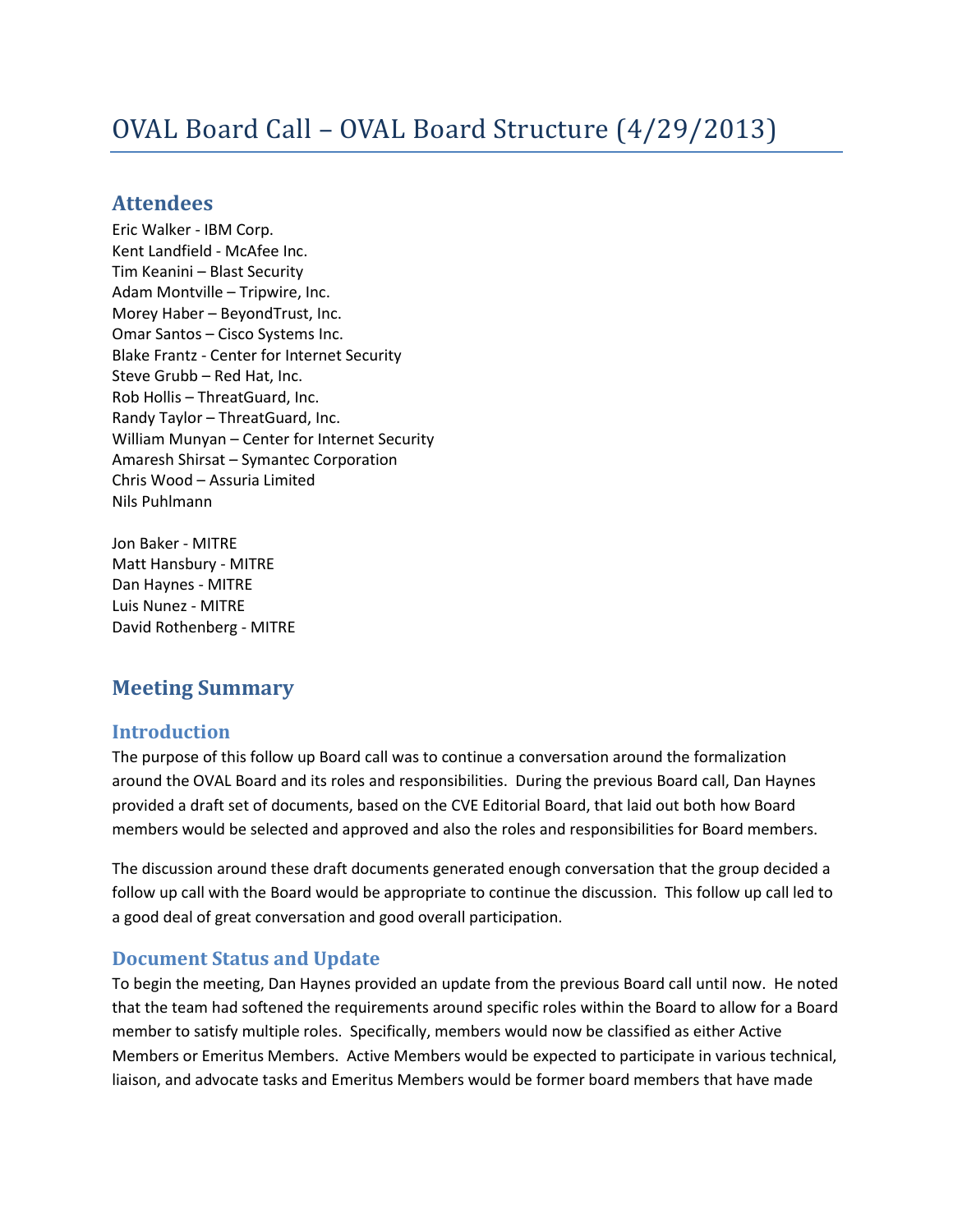# OVAL Board Call – OVAL Board Structure (4/29/2013)

## Attendees

Eric Walker - IBM Corp.
Kent Landfield - McAfee Inc.
Tim Keanini – Blast Security
Adam Montville – Tripwire, Inc.
Morey Haber – BeyondTrust, Inc.
Omar Santos – Cisco Systems Inc.
Blake Frantz - Center for Internet Security
Steve Grubb – Red Hat, Inc.
Rob Hollis – ThreatGuard, Inc.
Randy Taylor – ThreatGuard, Inc.
William Munyan – Center for Internet Security
Amaresh Shirsat – Symantec Corporation
Chris Wood – Assuria Limited
Nils Puhlmann

Jon Baker - MITRE
Matt Hansbury - MITRE
Dan Haynes - MITRE
Luis Nunez - MITRE
David Rothenberg - MITRE

## Meeting Summary

### Introduction

The purpose of this follow up Board call was to continue a conversation around the formalization around the OVAL Board and its roles and responsibilities. During the previous Board call, Dan Haynes provided a draft set of documents, based on the CVE Editorial Board, that laid out both how Board members would be selected and approved and also the roles and responsibilities for Board members.

The discussion around these draft documents generated enough conversation that the group decided a follow up call with the Board would be appropriate to continue the discussion. This follow up call led to a good deal of great conversation and good overall participation.

### Document Status and Update

To begin the meeting, Dan Haynes provided an update from the previous Board call until now. He noted that the team had softened the requirements around specific roles within the Board to allow for a Board member to satisfy multiple roles. Specifically, members would now be classified as either Active Members or Emeritus Members. Active Members would be expected to participate in various technical, liaison, and advocate tasks and Emeritus Members would be former board members that have made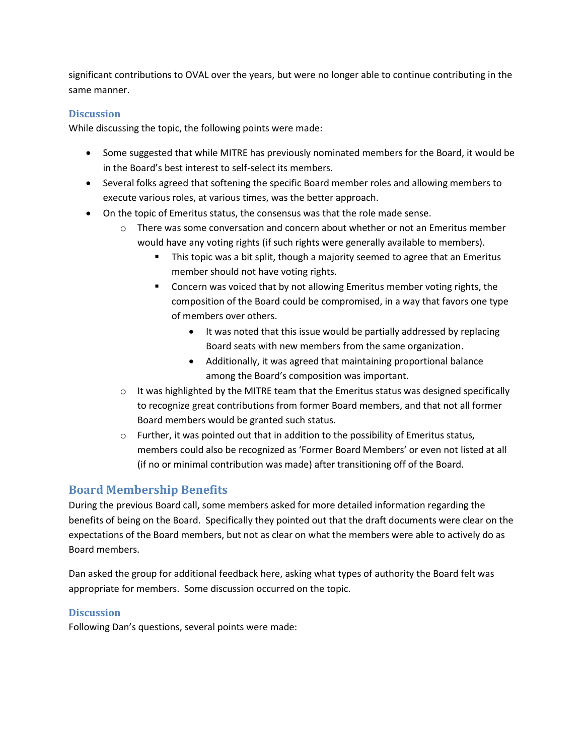significant contributions to OVAL over the years, but were no longer able to continue contributing in the same manner.

### Discussion

While discussing the topic, the following points were made:

- Some suggested that while MITRE has previously nominated members for the Board, it would be in the Board's best interest to self-select its members.
- Several folks agreed that softening the specific Board member roles and allowing members to execute various roles, at various times, was the better approach.
- On the topic of Emeritus status, the consensus was that the role made sense.
    - There was some conversation and concern about whether or not an Emeritus member would have any voting rights (if such rights were generally available to members).
        - This topic was a bit split, though a majority seemed to agree that an Emeritus member should not have voting rights.
        - Concern was voiced that by not allowing Emeritus member voting rights, the composition of the Board could be compromised, in a way that favors one type of members over others.
            - It was noted that this issue would be partially addressed by replacing Board seats with new members from the same organization.
            - Additionally, it was agreed that maintaining proportional balance among the Board's composition was important.
    - It was highlighted by the MITRE team that the Emeritus status was designed specifically to recognize great contributions from former Board members, and that not all former Board members would be granted such status.
    - Further, it was pointed out that in addition to the possibility of Emeritus status, members could also be recognized as 'Former Board Members' or even not listed at all (if no or minimal contribution was made) after transitioning off of the Board.

## Board Membership Benefits

During the previous Board call, some members asked for more detailed information regarding the benefits of being on the Board. Specifically they pointed out that the draft documents were clear on the expectations of the Board members, but not as clear on what the members were able to actively do as Board members.

Dan asked the group for additional feedback here, asking what types of authority the Board felt was appropriate for members. Some discussion occurred on the topic.

### Discussion

Following Dan's questions, several points were made: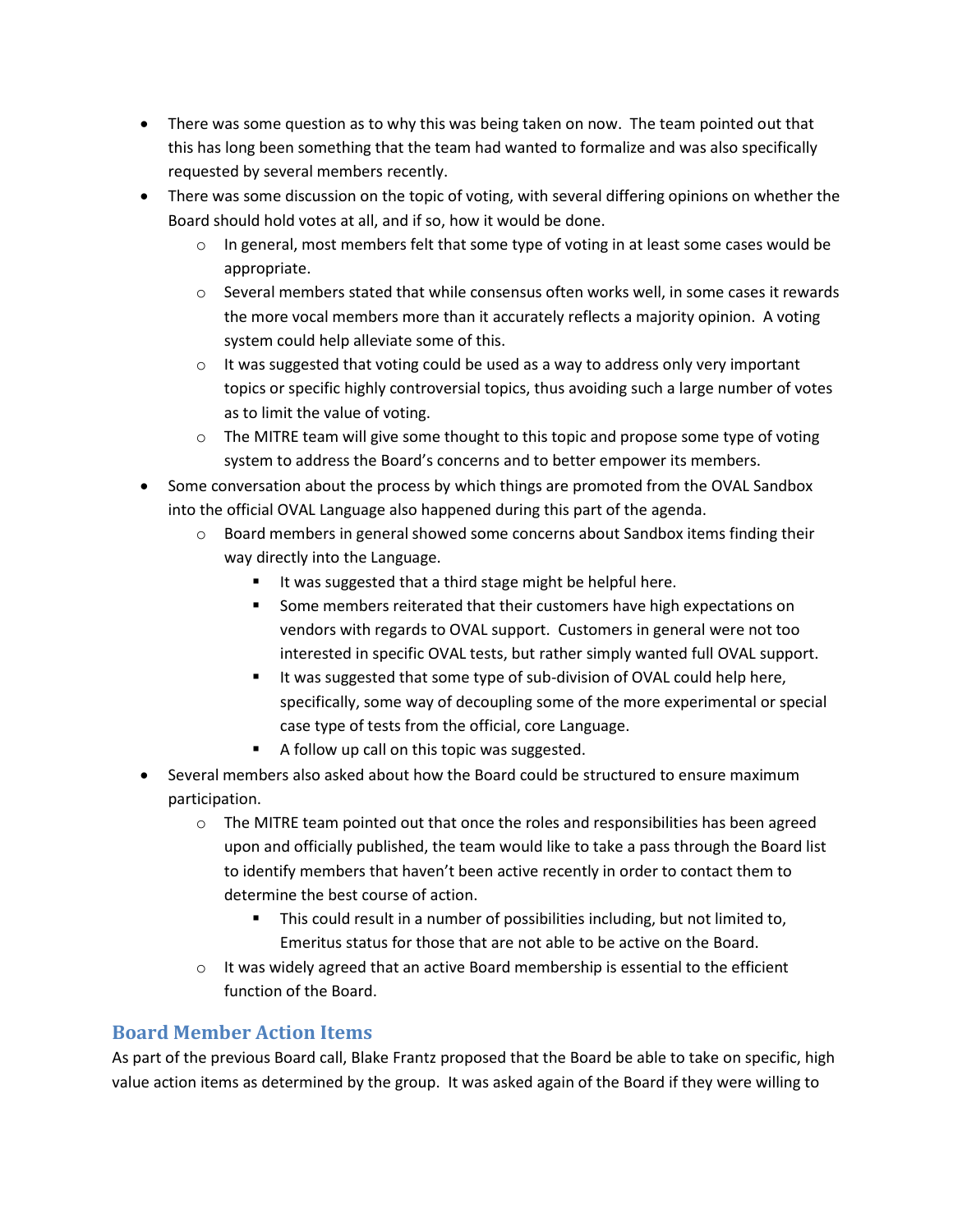- There was some question as to why this was being taken on now. The team pointed out that this has long been something that the team had wanted to formalize and was also specifically requested by several members recently.
- There was some discussion on the topic of voting, with several differing opinions on whether the Board should hold votes at all, and if so, how it would be done.
    - In general, most members felt that some type of voting in at least some cases would be appropriate.
    - Several members stated that while consensus often works well, in some cases it rewards the more vocal members more than it accurately reflects a majority opinion. A voting system could help alleviate some of this.
    - It was suggested that voting could be used as a way to address only very important topics or specific highly controversial topics, thus avoiding such a large number of votes as to limit the value of voting.
    - The MITRE team will give some thought to this topic and propose some type of voting system to address the Board's concerns and to better empower its members.
- Some conversation about the process by which things are promoted from the OVAL Sandbox into the official OVAL Language also happened during this part of the agenda.
    - Board members in general showed some concerns about Sandbox items finding their way directly into the Language.
        - It was suggested that a third stage might be helpful here.
        - Some members reiterated that their customers have high expectations on vendors with regards to OVAL support. Customers in general were not too interested in specific OVAL tests, but rather simply wanted full OVAL support.
        - It was suggested that some type of sub-division of OVAL could help here, specifically, some way of decoupling some of the more experimental or special case type of tests from the official, core Language.
        - A follow up call on this topic was suggested.
- Several members also asked about how the Board could be structured to ensure maximum participation.
    - The MITRE team pointed out that once the roles and responsibilities has been agreed upon and officially published, the team would like to take a pass through the Board list to identify members that haven't been active recently in order to contact them to determine the best course of action.
        - This could result in a number of possibilities including, but not limited to, Emeritus status for those that are not able to be active on the Board.
    - It was widely agreed that an active Board membership is essential to the efficient function of the Board.

## Board Member Action Items

As part of the previous Board call, Blake Frantz proposed that the Board be able to take on specific, high value action items as determined by the group. It was asked again of the Board if they were willing to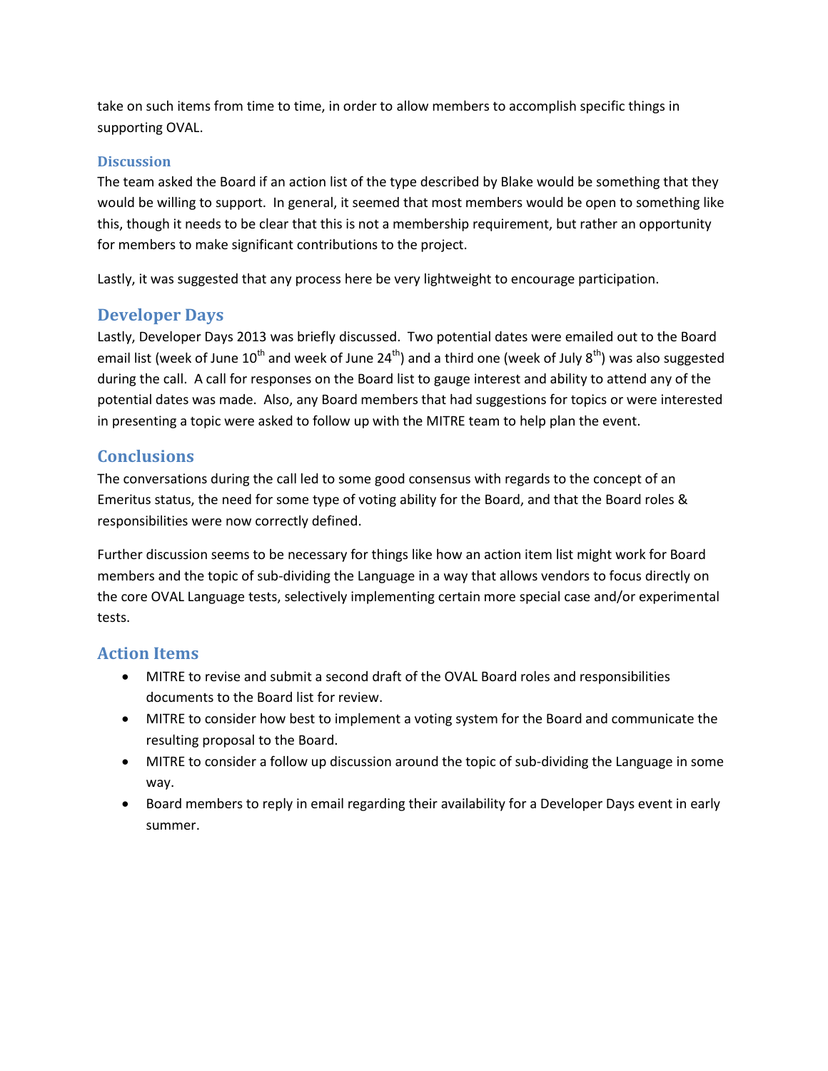take on such items from time to time, in order to allow members to accomplish specific things in supporting OVAL.

### Discussion

The team asked the Board if an action list of the type described by Blake would be something that they would be willing to support. In general, it seemed that most members would be open to something like this, though it needs to be clear that this is not a membership requirement, but rather an opportunity for members to make significant contributions to the project.

Lastly, it was suggested that any process here be very lightweight to encourage participation.

## Developer Days

Lastly, Developer Days 2013 was briefly discussed. Two potential dates were emailed out to the Board email list (week of June 10th and week of June 24th) and a third one (week of July 8th) was also suggested during the call. A call for responses on the Board list to gauge interest and ability to attend any of the potential dates was made. Also, any Board members that had suggestions for topics or were interested in presenting a topic were asked to follow up with the MITRE team to help plan the event.

## Conclusions

The conversations during the call led to some good consensus with regards to the concept of an Emeritus status, the need for some type of voting ability for the Board, and that the Board roles & responsibilities were now correctly defined.

Further discussion seems to be necessary for things like how an action item list might work for Board members and the topic of sub-dividing the Language in a way that allows vendors to focus directly on the core OVAL Language tests, selectively implementing certain more special case and/or experimental tests.

## Action Items

- MITRE to revise and submit a second draft of the OVAL Board roles and responsibilities documents to the Board list for review.
- MITRE to consider how best to implement a voting system for the Board and communicate the resulting proposal to the Board.
- MITRE to consider a follow up discussion around the topic of sub-dividing the Language in some way.
- Board members to reply in email regarding their availability for a Developer Days event in early summer.